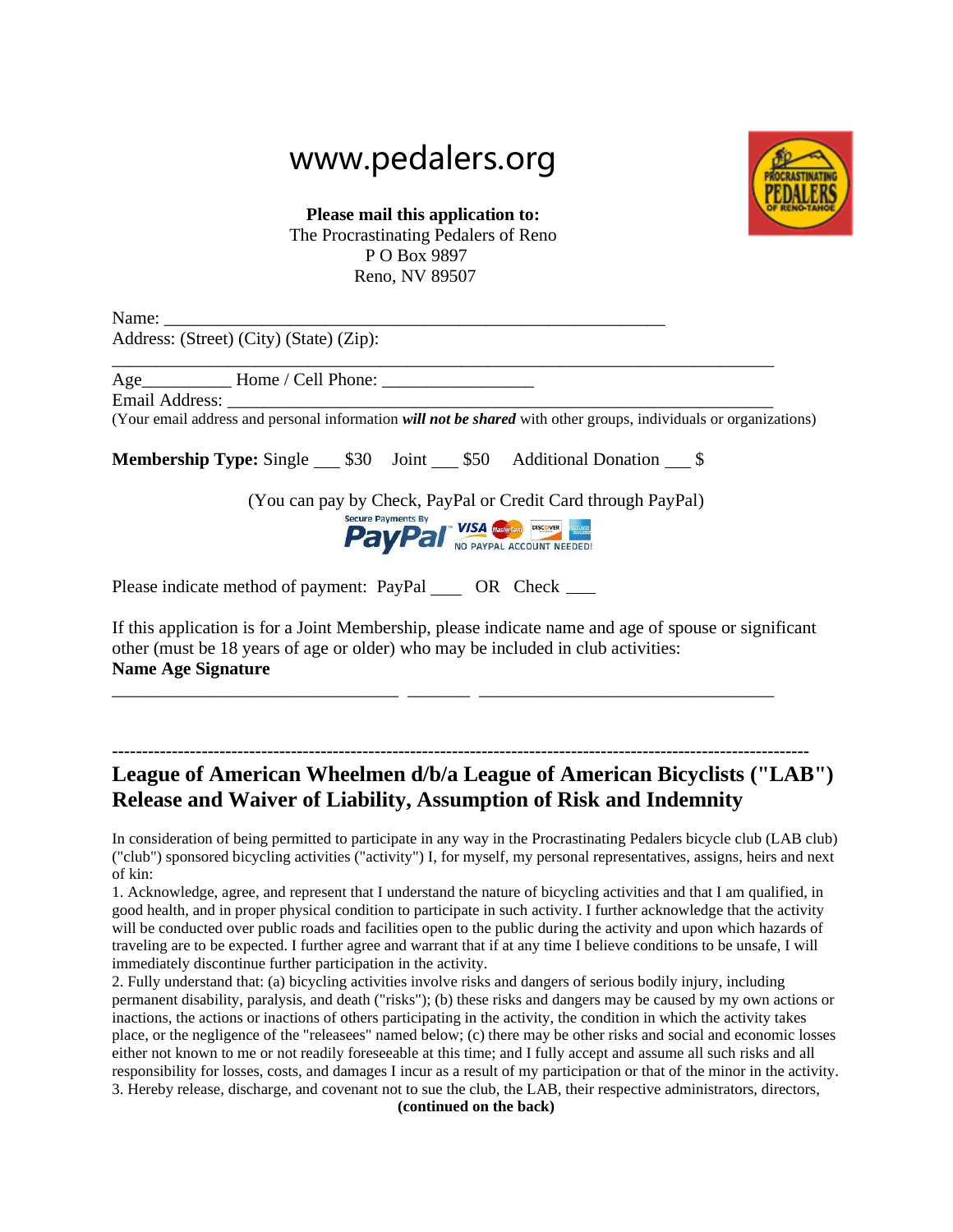www.pedalers.org

**Please mail this application to:**
The Procrastinating Pedalers of Reno
P O Box 9897
Reno, NV 89507

Name: ____________________________________________________
Address: (Street) (City) (State) (Zip):
______________________________________________________________________
Age__________ Home / Cell Phone: ________________
Email Address: ________________________________________________________
(Your email address and personal information ***will not be shared*** with other groups, individuals or organizations)

**Membership Type:** Single ___ $30 Joint ___ $50 Additional Donation ___ $

(You can pay by Check, PayPal or Credit Card through PayPal)

Secure Payments By PayPal — NO PAYPAL ACCOUNT NEEDED!

Please indicate method of payment: PayPal ____ OR Check ___

If this application is for a Joint Membership, please indicate name and age of spouse or significant other (must be 18 years of age or older) who may be included in club activities:
**Name Age Signature**

______________________________ _______ ______________________________

---

## League of American Wheelmen d/b/a League of American Bicyclists ("LAB") Release and Waiver of Liability, Assumption of Risk and Indemnity

In consideration of being permitted to participate in any way in the Procrastinating Pedalers bicycle club (LAB club) ("club") sponsored bicycling activities ("activity") I, for myself, my personal representatives, assigns, heirs and next of kin:

1. Acknowledge, agree, and represent that I understand the nature of bicycling activities and that I am qualified, in good health, and in proper physical condition to participate in such activity. I further acknowledge that the activity will be conducted over public roads and facilities open to the public during the activity and upon which hazards of traveling are to be expected. I further agree and warrant that if at any time I believe conditions to be unsafe, I will immediately discontinue further participation in the activity.
2. Fully understand that: (a) bicycling activities involve risks and dangers of serious bodily injury, including permanent disability, paralysis, and death ("risks"); (b) these risks and dangers may be caused by my own actions or inactions, the actions or inactions of others participating in the activity, the condition in which the activity takes place, or the negligence of the "releasees" named below; (c) there may be other risks and social and economic losses either not known to me or not readily foreseeable at this time; and I fully accept and assume all such risks and all responsibility for losses, costs, and damages I incur as a result of my participation or that of the minor in the activity.
3. Hereby release, discharge, and covenant not to sue the club, the LAB, their respective administrators, directors,

**(continued on the back)**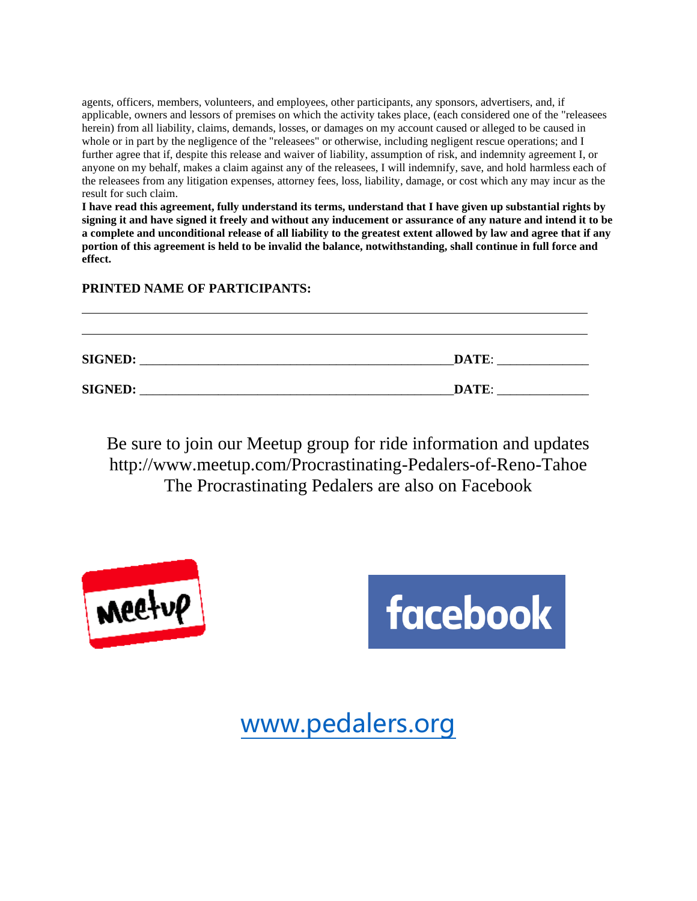agents, officers, members, volunteers, and employees, other participants, any sponsors, advertisers, and, if applicable, owners and lessors of premises on which the activity takes place, (each considered one of the "releasees herein) from all liability, claims, demands, losses, or damages on my account caused or alleged to be caused in whole or in part by the negligence of the "releasees" or otherwise, including negligent rescue operations; and I further agree that if, despite this release and waiver of liability, assumption of risk, and indemnity agreement I, or anyone on my behalf, makes a claim against any of the releasees, I will indemnify, save, and hold harmless each of the releasees from any litigation expenses, attorney fees, loss, liability, damage, or cost which any may incur as the result for such claim.

**I have read this agreement, fully understand its terms, understand that I have given up substantial rights by signing it and have signed it freely and without any inducement or assurance of any nature and intend it to be a complete and unconditional release of all liability to the greatest extent allowed by law and agree that if any portion of this agreement is held to be invalid the balance, notwithstanding, shall continue in full force and effect.**

**PRINTED NAME OF PARTICIPANTS:**

\_\_\_\_\_\_\_\_\_\_\_\_\_\_\_\_\_\_\_\_\_\_\_\_\_\_\_\_\_\_\_\_\_\_\_\_\_\_\_\_\_\_\_\_\_\_\_\_\_\_\_\_\_\_\_\_\_\_\_\_\_\_\_\_\_\_\_\_\_\_

\_\_\_\_\_\_\_\_\_\_\_\_\_\_\_\_\_\_\_\_\_\_\_\_\_\_\_\_\_\_\_\_\_\_\_\_\_\_\_\_\_\_\_\_\_\_\_\_\_\_\_\_\_\_\_\_\_\_\_\_\_\_\_\_\_\_\_\_\_\_

**SIGNED:** \_\_\_\_\_\_\_\_\_\_\_\_\_\_\_\_\_\_\_\_\_\_\_\_\_\_\_\_\_\_\_\_\_\_\_\_\_\_\_\_\_\_\_\_\_\_ **DATE**: \_\_\_\_\_\_\_\_\_\_\_\_\_\_

**SIGNED:** \_\_\_\_\_\_\_\_\_\_\_\_\_\_\_\_\_\_\_\_\_\_\_\_\_\_\_\_\_\_\_\_\_\_\_\_\_\_\_\_\_\_\_\_\_\_ **DATE**: \_\_\_\_\_\_\_\_\_\_\_\_\_\_

Be sure to join our Meetup group for ride information and updates
http://www.meetup.com/Procrastinating-Pedalers-of-Reno-Tahoe
The Procrastinating Pedalers are also on Facebook

meetup

facebook

www.pedalers.org